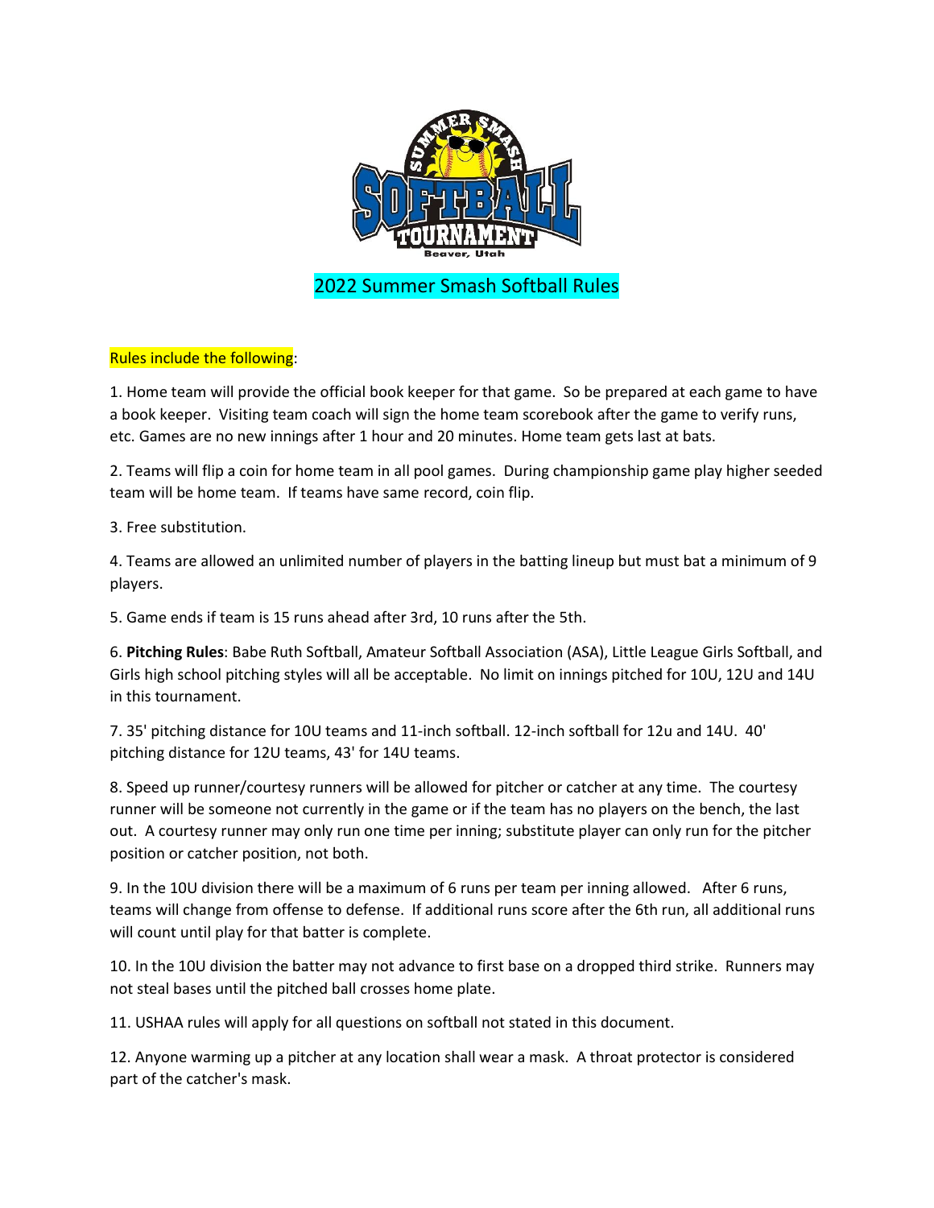# 2022 Summer Smash Softball Rules

Rules include the following:

1. Home team will provide the official book keeper for that game. So be prepared at each game to have a book keeper. Visiting team coach will sign the home team scorebook after the game to verify runs, etc. Games are no new innings after 1 hour and 20 minutes. Home team gets last at bats.

2. Teams will flip a coin for home team in all pool games. During championship game play higher seeded team will be home team. If teams have same record, coin flip.

3. Free substitution.

4. Teams are allowed an unlimited number of players in the batting lineup but must bat a minimum of 9 players.

5. Game ends if team is 15 runs ahead after 3rd, 10 runs after the 5th.

6. **Pitching Rules**: Babe Ruth Softball, Amateur Softball Association (ASA), Little League Girls Softball, and Girls high school pitching styles will all be acceptable. No limit on innings pitched for 10U, 12U and 14U in this tournament.

7. 35' pitching distance for 10U teams and 11-inch softball. 12-inch softball for 12u and 14U. 40' pitching distance for 12U teams, 43' for 14U teams.

8. Speed up runner/courtesy runners will be allowed for pitcher or catcher at any time. The courtesy runner will be someone not currently in the game or if the team has no players on the bench, the last out. A courtesy runner may only run one time per inning; substitute player can only run for the pitcher position or catcher position, not both.

9. In the 10U division there will be a maximum of 6 runs per team per inning allowed. After 6 runs, teams will change from offense to defense. If additional runs score after the 6th run, all additional runs will count until play for that batter is complete.

10. In the 10U division the batter may not advance to first base on a dropped third strike. Runners may not steal bases until the pitched ball crosses home plate.

11. USHAA rules will apply for all questions on softball not stated in this document.

12. Anyone warming up a pitcher at any location shall wear a mask. A throat protector is considered part of the catcher's mask.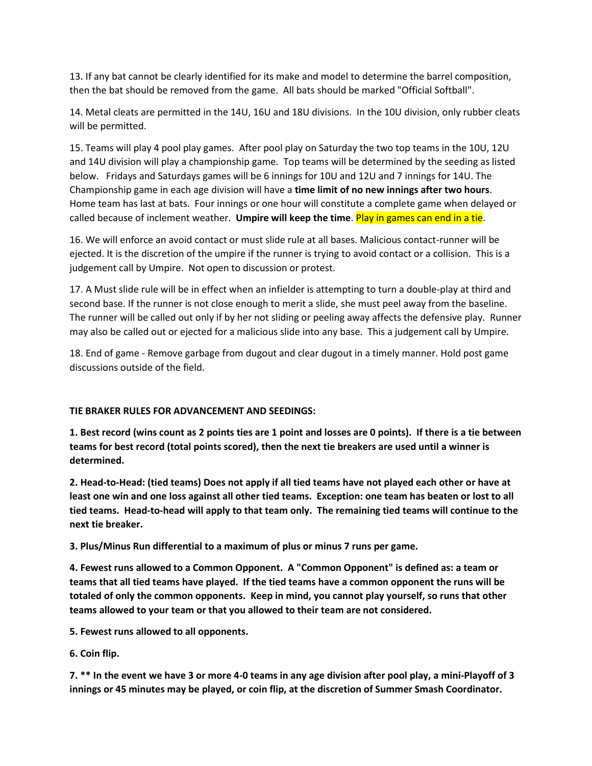13. If any bat cannot be clearly identified for its make and model to determine the barrel composition, then the bat should be removed from the game. All bats should be marked "Official Softball".

14. Metal cleats are permitted in the 14U, 16U and 18U divisions. In the 10U division, only rubber cleats will be permitted.

15. Teams will play 4 pool play games. After pool play on Saturday the two top teams in the 10U, 12U and 14U division will play a championship game. Top teams will be determined by the seeding as listed below. Fridays and Saturdays games will be 6 innings for 10U and 12U and 7 innings for 14U. The Championship game in each age division will have a **time limit of no new innings after two hours**. Home team has last at bats. Four innings or one hour will constitute a complete game when delayed or called because of inclement weather. **Umpire will keep the time**. Play in games can end in a tie.

16. We will enforce an avoid contact or must slide rule at all bases. Malicious contact-runner will be ejected. It is the discretion of the umpire if the runner is trying to avoid contact or a collision. This is a judgement call by Umpire. Not open to discussion or protest.

17. A Must slide rule will be in effect when an infielder is attempting to turn a double-play at third and second base. If the runner is not close enough to merit a slide, she must peel away from the baseline. The runner will be called out only if by her not sliding or peeling away affects the defensive play. Runner may also be called out or ejected for a malicious slide into any base. This a judgement call by Umpire.

18. End of game - Remove garbage from dugout and clear dugout in a timely manner. Hold post game discussions outside of the field.

**TIE BRAKER RULES FOR ADVANCEMENT AND SEEDINGS:**

**1. Best record (wins count as 2 points ties are 1 point and losses are 0 points). If there is a tie between teams for best record (total points scored), then the next tie breakers are used until a winner is determined.**

**2. Head-to-Head: (tied teams) Does not apply if all tied teams have not played each other or have at least one win and one loss against all other tied teams. Exception: one team has beaten or lost to all tied teams. Head-to-head will apply to that team only. The remaining tied teams will continue to the next tie breaker.**

**3. Plus/Minus Run differential to a maximum of plus or minus 7 runs per game.**

**4. Fewest runs allowed to a Common Opponent. A "Common Opponent" is defined as: a team or teams that all tied teams have played. If the tied teams have a common opponent the runs will be totaled of only the common opponents. Keep in mind, you cannot play yourself, so runs that other teams allowed to your team or that you allowed to their team are not considered.**

**5. Fewest runs allowed to all opponents.**

**6. Coin flip.**

**7. ** In the event we have 3 or more 4-0 teams in any age division after pool play, a mini-Playoff of 3 innings or 45 minutes may be played, or coin flip, at the discretion of Summer Smash Coordinator.**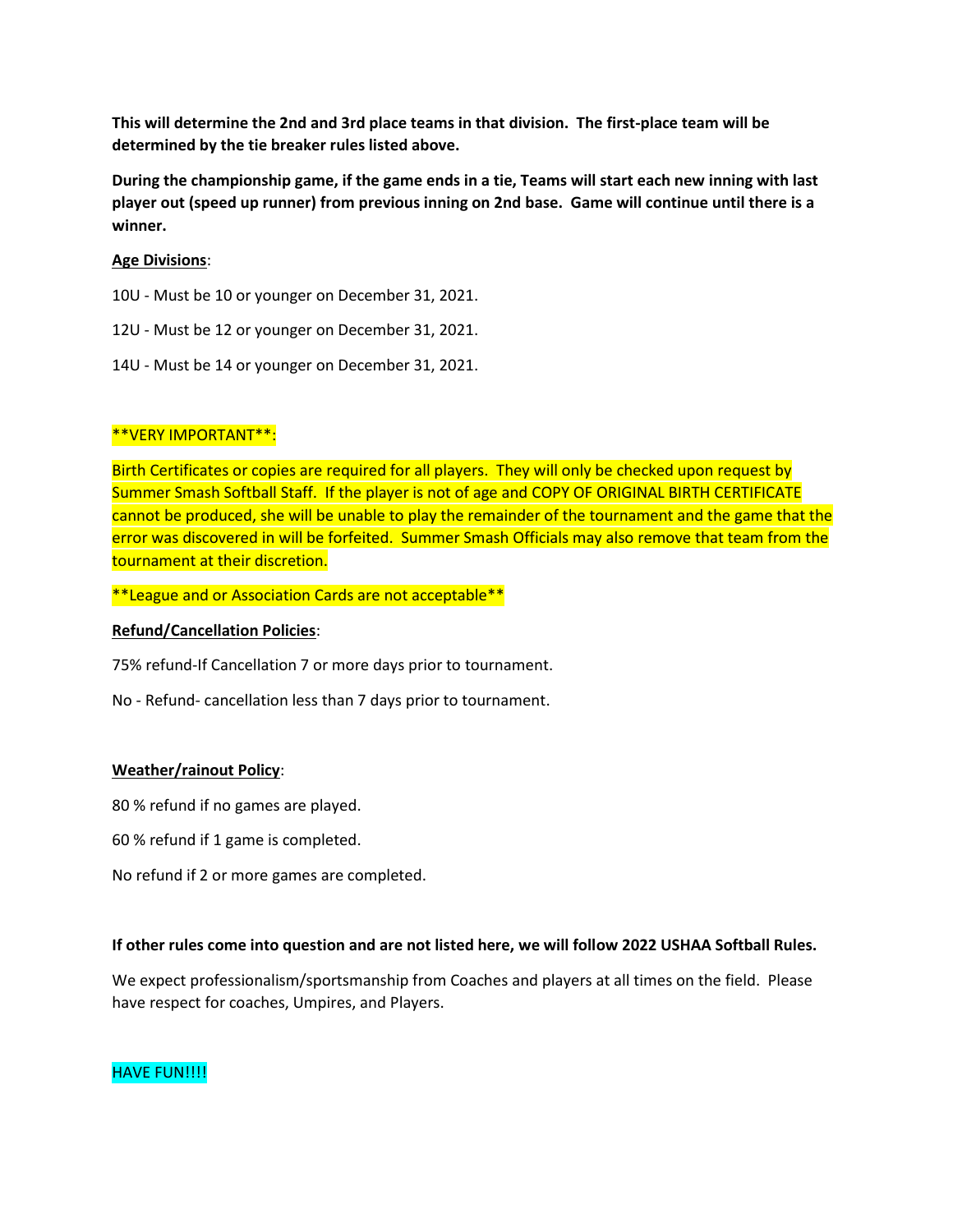**This will determine the 2nd and 3rd place teams in that division. The first-place team will be determined by the tie breaker rules listed above.**

**During the championship game, if the game ends in a tie, Teams will start each new inning with last player out (speed up runner) from previous inning on 2nd base. Game will continue until there is a winner.**

**Age Divisions**:

10U - Must be 10 or younger on December 31, 2021.

12U - Must be 12 or younger on December 31, 2021.

14U - Must be 14 or younger on December 31, 2021.

**VERY IMPORTANT**:

Birth Certificates or copies are required for all players. They will only be checked upon request by Summer Smash Softball Staff. If the player is not of age and COPY OF ORIGINAL BIRTH CERTIFICATE cannot be produced, she will be unable to play the remainder of the tournament and the game that the error was discovered in will be forfeited. Summer Smash Officials may also remove that team from the tournament at their discretion.

**League and or Association Cards are not acceptable**

**Refund/Cancellation Policies**:

75% refund-If Cancellation 7 or more days prior to tournament.

No - Refund- cancellation less than 7 days prior to tournament.

**Weather/rainout Policy**:

80 % refund if no games are played.

60 % refund if 1 game is completed.

No refund if 2 or more games are completed.

**If other rules come into question and are not listed here, we will follow 2022 USHAA Softball Rules.**

We expect professionalism/sportsmanship from Coaches and players at all times on the field. Please have respect for coaches, Umpires, and Players.

HAVE FUN!!!!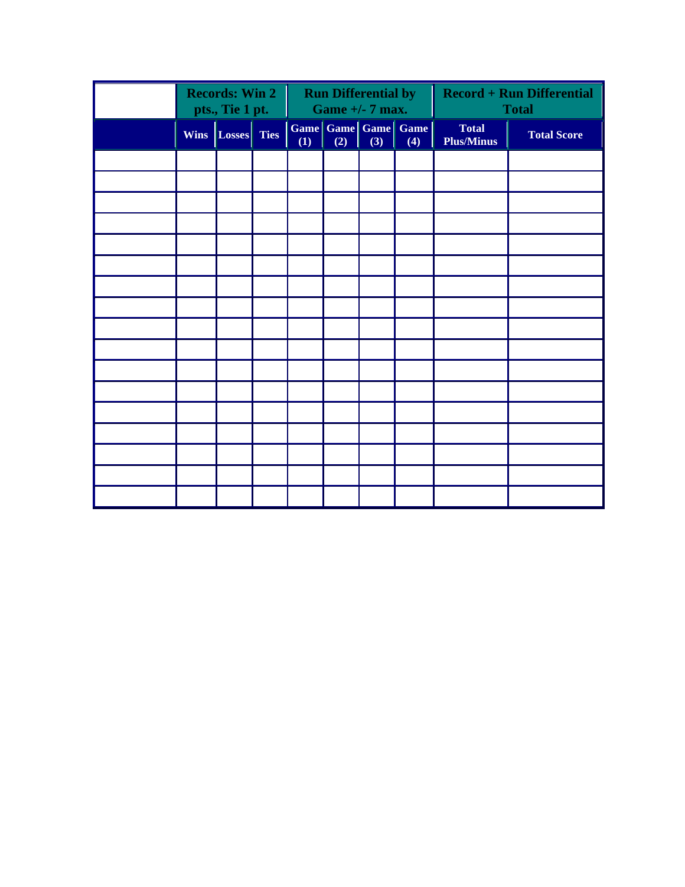| | Records: Win 2 pts., Tie 1 pt. | | | Run Differential by Game +/- 7 max. | | | | Record + Run Differential Total | |
|---|---|---|---|---|---|---|---|---|---|
| | Wins | Losses | Ties | Game (1) | Game (2) | Game (3) | Game (4) | Total Plus/Minus | Total Score |
| | | | | | | | | | |
| | | | | | | | | | |
| | | | | | | | | | |
| | | | | | | | | | |
| | | | | | | | | | |
| | | | | | | | | | |
| | | | | | | | | | |
| | | | | | | | | | |
| | | | | | | | | | |
| | | | | | | | | | |
| | | | | | | | | | |
| | | | | | | | | | |
| | | | | | | | | | |
| | | | | | | | | | |
| | | | | | | | | | |
| | | | | | | | | | |
| | | | | | | | | | |